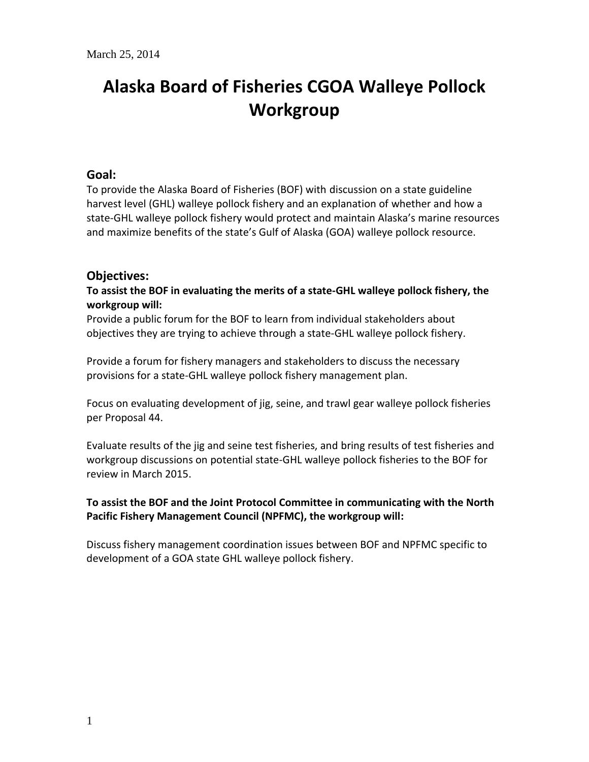March 25, 2014

# Alaska Board of Fisheries CGOA Walleye Pollock Workgroup

## Goal:

To provide the Alaska Board of Fisheries (BOF) with discussion on a state guideline harvest level (GHL) walleye pollock fishery and an explanation of whether and how a state-GHL walleye pollock fishery would protect and maintain Alaska's marine resources and maximize benefits of the state's Gulf of Alaska (GOA) walleye pollock resource.

## Objectives:

**To assist the BOF in evaluating the merits of a state-GHL walleye pollock fishery, the workgroup will:**

Provide a public forum for the BOF to learn from individual stakeholders about objectives they are trying to achieve through a state-GHL walleye pollock fishery.

Provide a forum for fishery managers and stakeholders to discuss the necessary provisions for a state-GHL walleye pollock fishery management plan.

Focus on evaluating development of jig, seine, and trawl gear walleye pollock fisheries per Proposal 44.

Evaluate results of the jig and seine test fisheries, and bring results of test fisheries and workgroup discussions on potential state-GHL walleye pollock fisheries to the BOF for review in March 2015.

**To assist the BOF and the Joint Protocol Committee in communicating with the North Pacific Fishery Management Council (NPFMC), the workgroup will:**

Discuss fishery management coordination issues between BOF and NPFMC specific to development of a GOA state GHL walleye pollock fishery.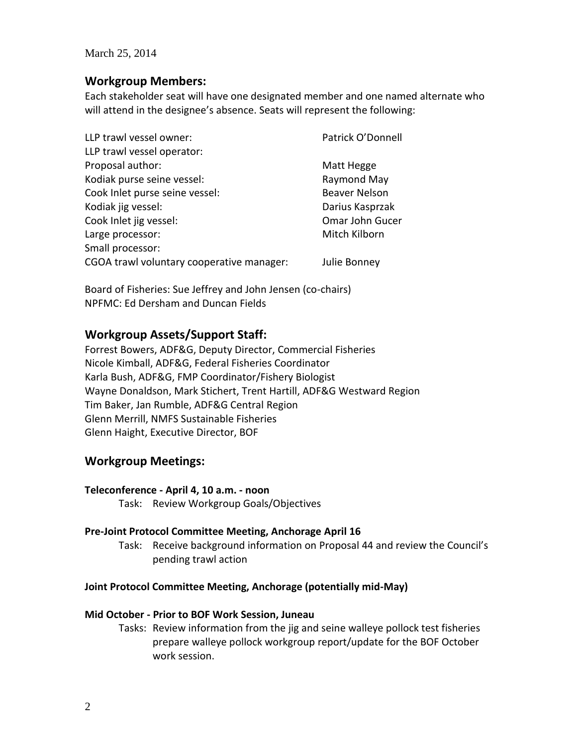March 25, 2014

## Workgroup Members:

Each stakeholder seat will have one designated member and one named alternate who will attend in the designee's absence. Seats will represent the following:

| | |
|---|---|
| LLP trawl vessel owner: | Patrick O'Donnell |
| LLP trawl vessel operator: | |
| Proposal author: | Matt Hegge |
| Kodiak purse seine vessel: | Raymond May |
| Cook Inlet purse seine vessel: | Beaver Nelson |
| Kodiak jig vessel: | Darius Kasprzak |
| Cook Inlet jig vessel: | Omar John Gucer |
| Large processor: | Mitch Kilborn |
| Small processor: | |
| CGOA trawl voluntary cooperative manager: | Julie Bonney |

Board of Fisheries: Sue Jeffrey and John Jensen (co-chairs)
NPFMC: Ed Dersham and Duncan Fields

## Workgroup Assets/Support Staff:

Forrest Bowers, ADF&G, Deputy Director, Commercial Fisheries
Nicole Kimball, ADF&G, Federal Fisheries Coordinator
Karla Bush, ADF&G, FMP Coordinator/Fishery Biologist
Wayne Donaldson, Mark Stichert, Trent Hartill, ADF&G Westward Region
Tim Baker, Jan Rumble, ADF&G Central Region
Glenn Merrill, NMFS Sustainable Fisheries
Glenn Haight, Executive Director, BOF

## Workgroup Meetings:

**Teleconference - April 4, 10 a.m. - noon**

Task: Review Workgroup Goals/Objectives

**Pre-Joint Protocol Committee Meeting, Anchorage April 16**

Task: Receive background information on Proposal 44 and review the Council's pending trawl action

**Joint Protocol Committee Meeting, Anchorage (potentially mid-May)**

**Mid October - Prior to BOF Work Session, Juneau**

Tasks: Review information from the jig and seine walleye pollock test fisheries prepare walleye pollock workgroup report/update for the BOF October work session.